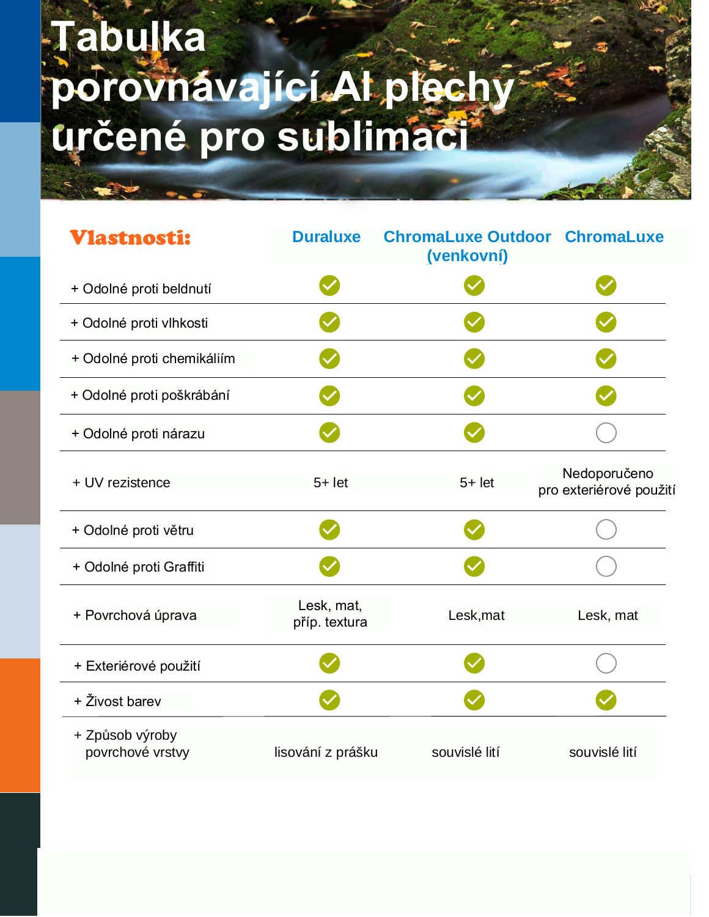# Tabulka porovnávající Al plechy určené pro sublimaci

| Vlastnosti: | Duraluxe | ChromaLuxe Outdoor (venkovní) | ChromaLuxe |
|---|---|---|---|
| + Odolné proti beldnutí | ✓ | ✓ | ✓ |
| + Odolné proti vlhkosti | ✓ | ✓ | ✓ |
| + Odolné proti chemikáliím | ✓ | ✓ | ✓ |
| + Odolné proti poškrábání | ✓ | ✓ | ✓ |
| + Odolné proti nárazu | ✓ | ✓ | ○ |
| + UV rezistence | 5+ let | 5+ let | Nedoporučeno pro exteriérové použití |
| + Odolné proti větru | ✓ | ✓ | ○ |
| + Odolné proti Graffiti | ✓ | ✓ | ○ |
| + Povrchová úprava | Lesk, mat, příp. textura | Lesk,mat | Lesk, mat |
| + Exteriérové použití | ✓ | ✓ | ○ |
| + Živost barev | ✓ | ✓ | ✓ |
| + Způsob výroby povrchové vrstvy | lisování z prášku | souvislé lití | souvislé lití |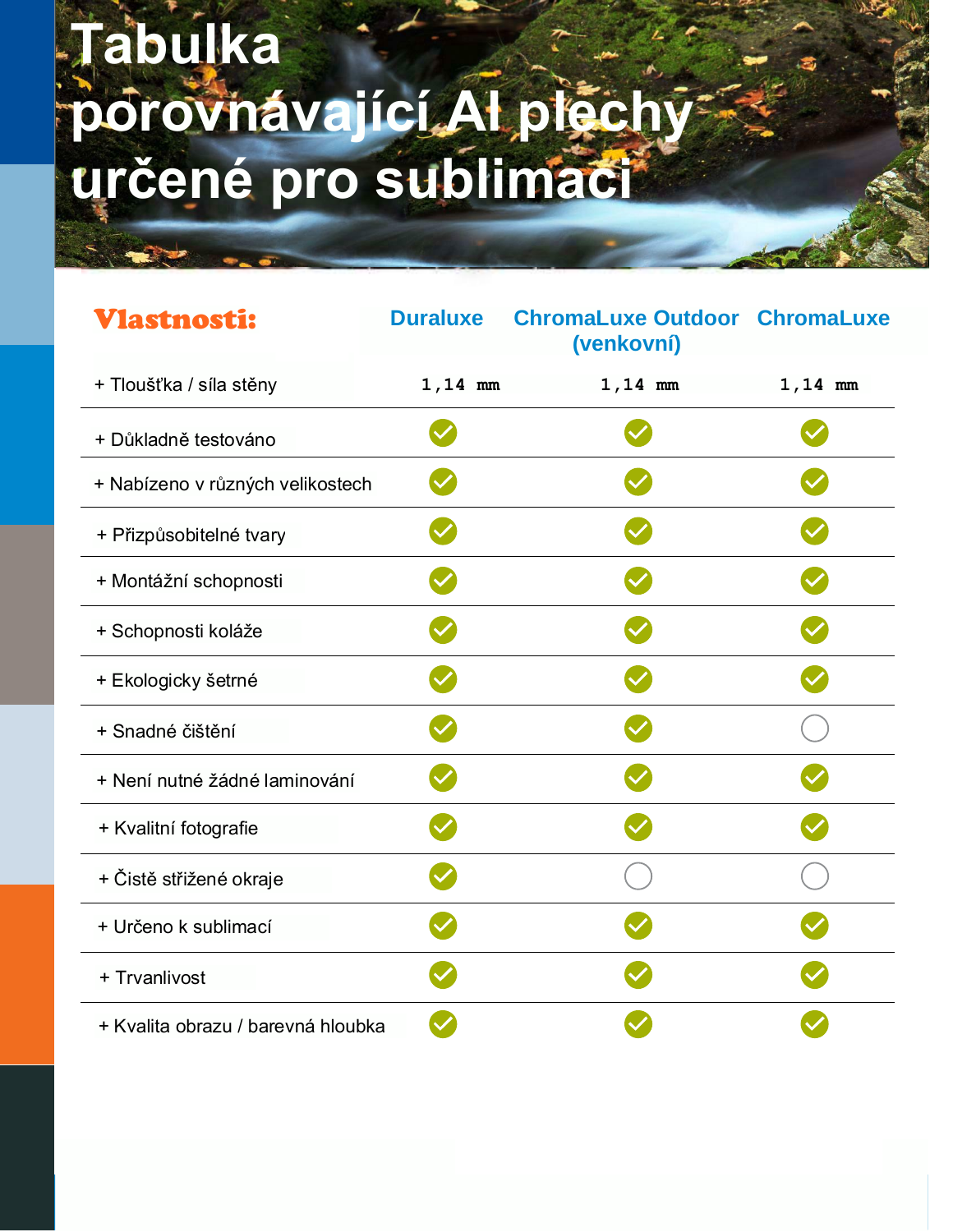# Tabulka porovnávající Al plechy určené pro sublimaci

| Vlastnosti: | Duraluxe | ChromaLuxe Outdoor (venkovní) | ChromaLuxe |
|---|---|---|---|
| + Tloušťka / síla stěny | 1,14 mm | 1,14 mm | 1,14 mm |
| + Důkladně testováno | ✓ | ✓ | ✓ |
| + Nabízeno v různých velikostech | ✓ | ✓ | ✓ |
| + Přizpůsobitelné tvary | ✓ | ✓ | ✓ |
| + Montážní schopnosti | ✓ | ✓ | ✓ |
| + Schopnosti koláže | ✓ | ✓ | ✓ |
| + Ekologicky šetrné | ✓ | ✓ | ✓ |
| + Snadné čištění | ✓ | ✓ | ○ |
| + Není nutné žádné laminování | ✓ | ✓ | ✓ |
| + Kvalitní fotografie | ✓ | ✓ | ✓ |
| + Čistě střižené okraje | ✓ | ○ | ○ |
| + Určeno k sublimací | ✓ | ✓ | ✓ |
| + Trvanlivost | ✓ | ✓ | ✓ |
| + Kvalita obrazu / barevná hloubka | ✓ | ✓ | ✓ |